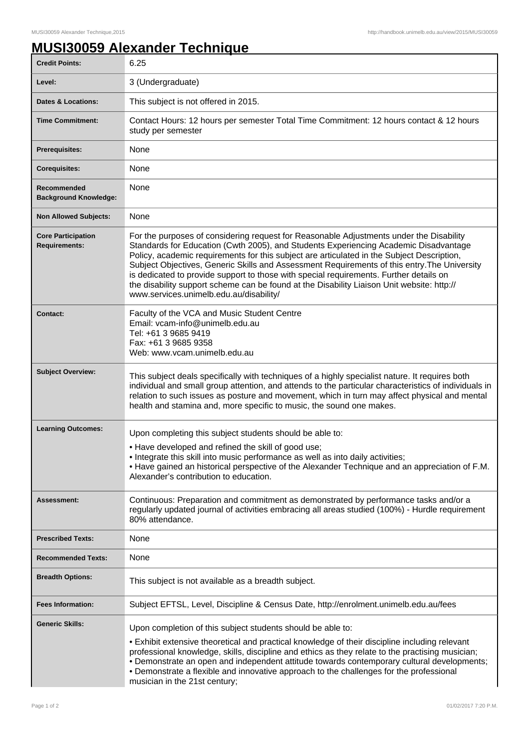# MUSI30059 Alexander Technique

| | |
|---|---|
| **Credit Points:** | 6.25 |
| **Level:** | 3 (Undergraduate) |
| **Dates & Locations:** | This subject is not offered in 2015. |
| **Time Commitment:** | Contact Hours: 12 hours per semester Total Time Commitment: 12 hours contact & 12 hours study per semester |
| **Prerequisites:** | None |
| **Corequisites:** | None |
| **Recommended Background Knowledge:** | None |
| **Non Allowed Subjects:** | None |
| **Core Participation Requirements:** | For the purposes of considering request for Reasonable Adjustments under the Disability Standards for Education (Cwth 2005), and Students Experiencing Academic Disadvantage Policy, academic requirements for this subject are articulated in the Subject Description, Subject Objectives, Generic Skills and Assessment Requirements of this entry.The University is dedicated to provide support to those with special requirements. Further details on the disability support scheme can be found at the Disability Liaison Unit website: http://www.services.unimelb.edu.au/disability/ |
| **Contact:** | Faculty of the VCA and Music Student Centre<br>Email: vcam-info@unimelb.edu.au<br>Tel: +61 3 9685 9419<br>Fax: +61 3 9685 9358<br>Web: www.vcam.unimelb.edu.au |
| **Subject Overview:** | This subject deals specifically with techniques of a highly specialist nature. It requires both individual and small group attention, and attends to the particular characteristics of individuals in relation to such issues as posture and movement, which in turn may affect physical and mental health and stamina and, more specific to music, the sound one makes. |
| **Learning Outcomes:** | Upon completing this subject students should be able to:<br>• Have developed and refined the skill of good use;<br>• Integrate this skill into music performance as well as into daily activities;<br>• Have gained an historical perspective of the Alexander Technique and an appreciation of F.M. Alexander's contribution to education. |
| **Assessment:** | Continuous: Preparation and commitment as demonstrated by performance tasks and/or a regularly updated journal of activities embracing all areas studied (100%) - Hurdle requirement 80% attendance. |
| **Prescribed Texts:** | None |
| **Recommended Texts:** | None |
| **Breadth Options:** | This subject is not available as a breadth subject. |
| **Fees Information:** | Subject EFTSL, Level, Discipline & Census Date, http://enrolment.unimelb.edu.au/fees |
| **Generic Skills:** | Upon completion of this subject students should be able to:<br>• Exhibit extensive theoretical and practical knowledge of their discipline including relevant professional knowledge, skills, discipline and ethics as they relate to the practising musician;<br>• Demonstrate an open and independent attitude towards contemporary cultural developments;<br>• Demonstrate a flexible and innovative approach to the challenges for the professional musician in the 21st century; |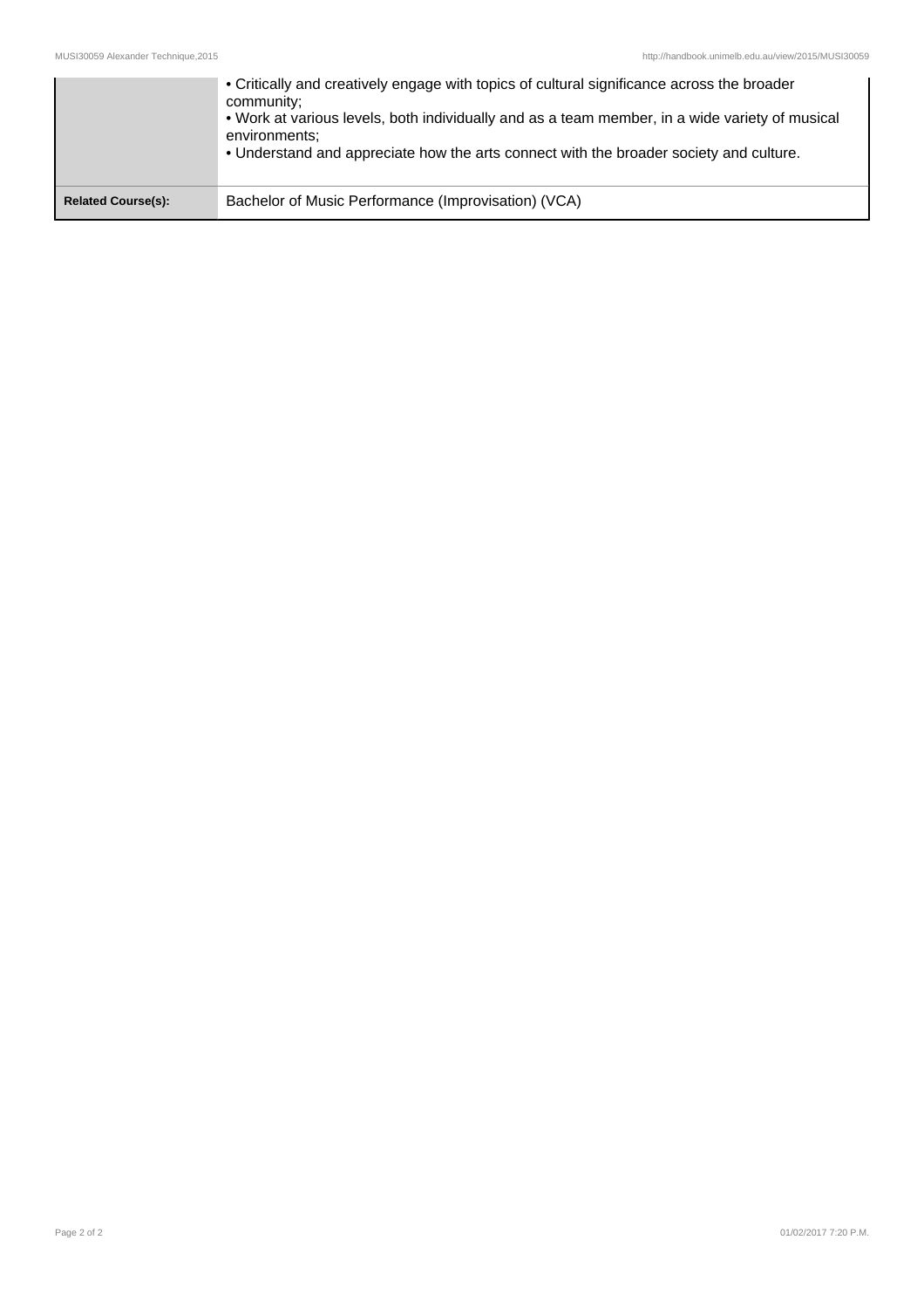| | |
|---|---|
| | • Critically and creatively engage with topics of cultural significance across the broader community;<br>• Work at various levels, both individually and as a team member, in a wide variety of musical environments;<br>• Understand and appreciate how the arts connect with the broader society and culture. |
| **Related Course(s):** | Bachelor of Music Performance (Improvisation) (VCA) |